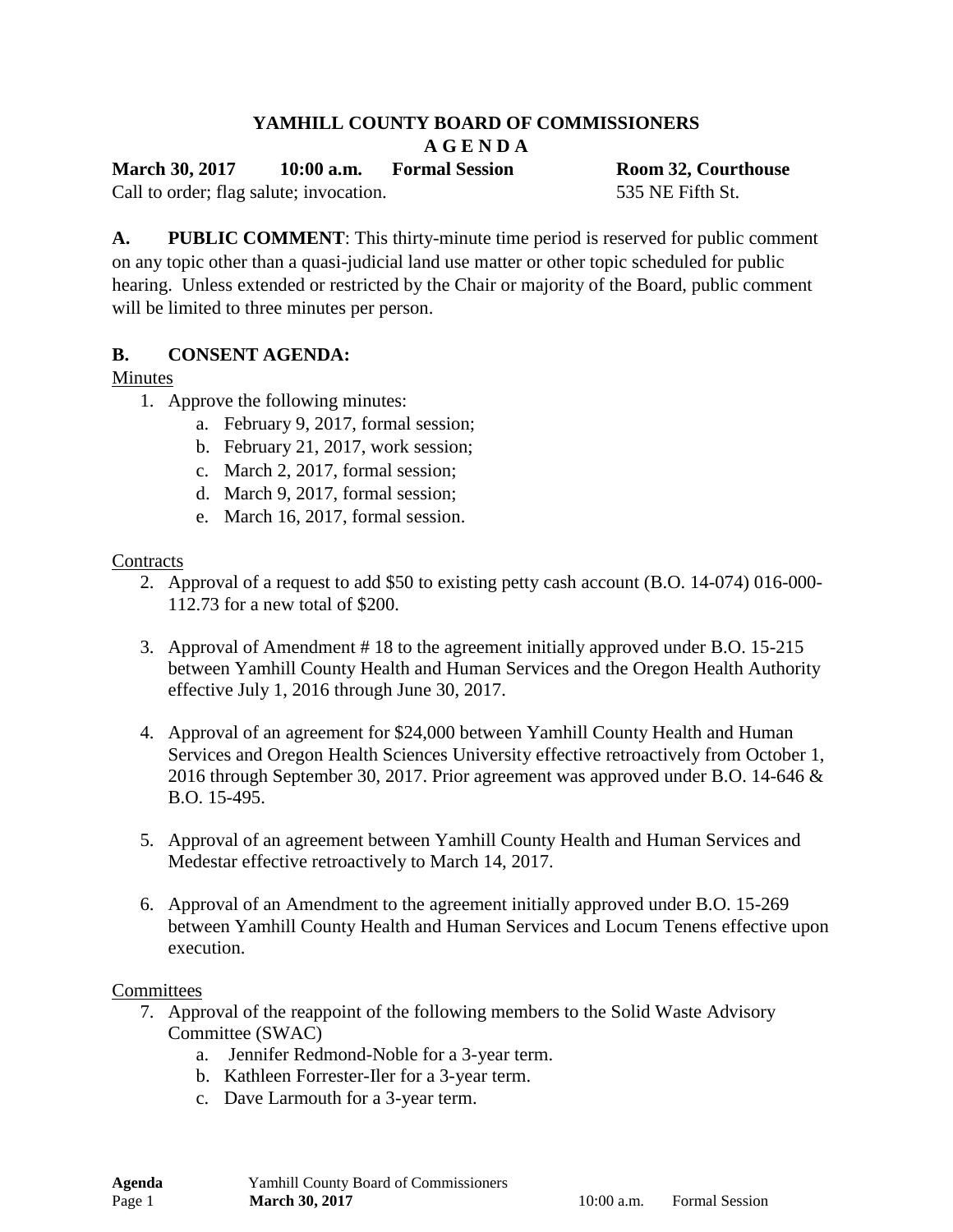# YAMHILL COUNTY BOARD OF COMMISSIONERS

## A G E N D A

**March 30, 2017 10:00 a.m. Formal Session Room 32, Courthouse**

Call to order; flag salute; invocation. 535 NE Fifth St.

**A. PUBLIC COMMENT**: This thirty-minute time period is reserved for public comment on any topic other than a quasi-judicial land use matter or other topic scheduled for public hearing. Unless extended or restricted by the Chair or majority of the Board, public comment will be limited to three minutes per person.

**B. CONSENT AGENDA:**

Minutes

1. Approve the following minutes:
   a. February 9, 2017, formal session;
   b. February 21, 2017, work session;
   c. March 2, 2017, formal session;
   d. March 9, 2017, formal session;
   e. March 16, 2017, formal session.

Contracts

2. Approval of a request to add $50 to existing petty cash account (B.O. 14-074) 016-000-112.73 for a new total of $200.

3. Approval of Amendment # 18 to the agreement initially approved under B.O. 15-215 between Yamhill County Health and Human Services and the Oregon Health Authority effective July 1, 2016 through June 30, 2017.

4. Approval of an agreement for $24,000 between Yamhill County Health and Human Services and Oregon Health Sciences University effective retroactively from October 1, 2016 through September 30, 2017. Prior agreement was approved under B.O. 14-646 & B.O. 15-495.

5. Approval of an agreement between Yamhill County Health and Human Services and Medestar effective retroactively to March 14, 2017.

6. Approval of an Amendment to the agreement initially approved under B.O. 15-269 between Yamhill County Health and Human Services and Locum Tenens effective upon execution.

Committees

7. Approval of the reappoint of the following members to the Solid Waste Advisory Committee (SWAC)
   a. Jennifer Redmond-Noble for a 3-year term.
   b. Kathleen Forrester-Iler for a 3-year term.
   c. Dave Larmouth for a 3-year term.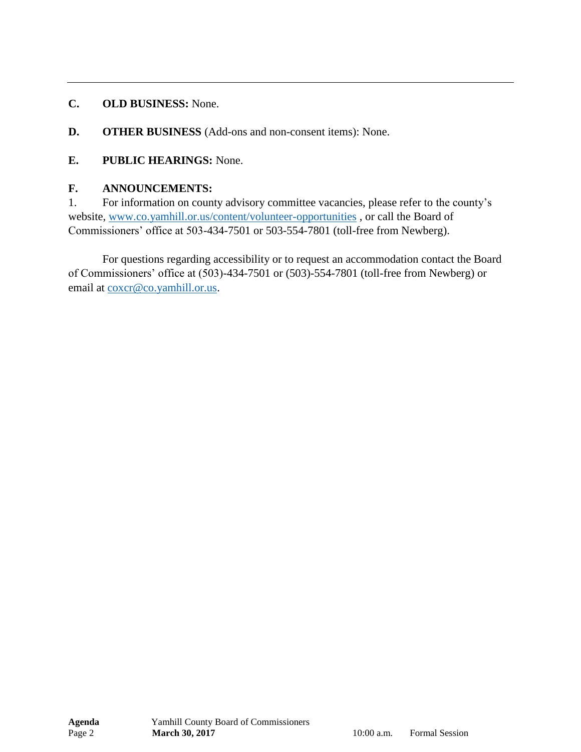**C. OLD BUSINESS:** None.

**D. OTHER BUSINESS** (Add-ons and non-consent items): None.

**E. PUBLIC HEARINGS:** None.

**F. ANNOUNCEMENTS:**

1. For information on county advisory committee vacancies, please refer to the county's website, [www.co.yamhill.or.us/content/volunteer-opportunities](http://www.co.yamhill.or.us/content/volunteer-opportunities) , or call the Board of Commissioners' office at 503-434-7501 or 503-554-7801 (toll-free from Newberg).

For questions regarding accessibility or to request an accommodation contact the Board of Commissioners' office at (503)-434-7501 or (503)-554-7801 (toll-free from Newberg) or email at [coxcr@co.yamhill.or.us](mailto:coxcr@co.yamhill.or.us).